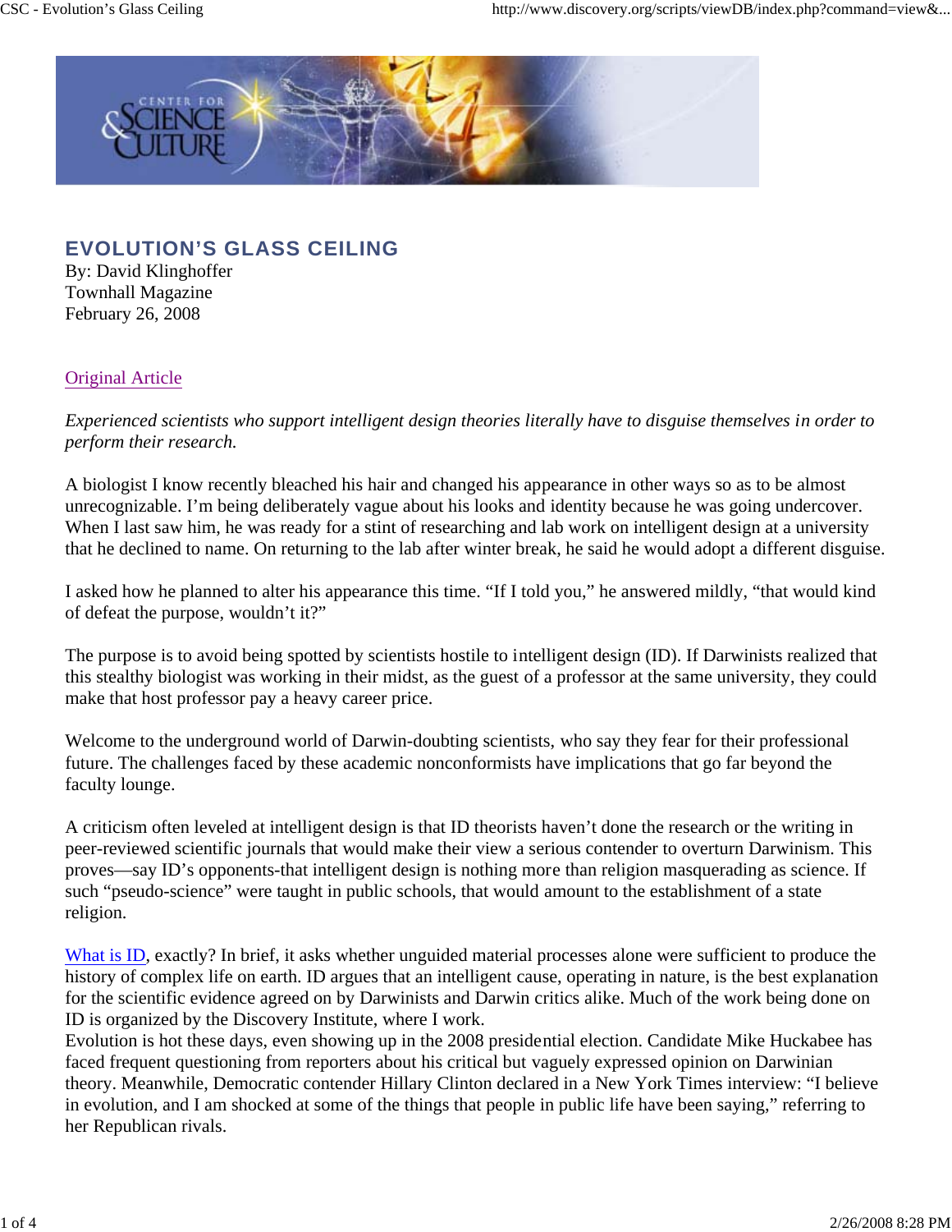# EVOLUTION'S GLASS CEILING

By: David Klinghoffer
Townhall Magazine
February 26, 2008

Original Article

*Experienced scientists who support intelligent design theories literally have to disguise themselves in order to perform their research.*

A biologist I know recently bleached his hair and changed his appearance in other ways so as to be almost unrecognizable. I'm being deliberately vague about his looks and identity because he was going undercover. When I last saw him, he was ready for a stint of researching and lab work on intelligent design at a university that he declined to name. On returning to the lab after winter break, he said he would adopt a different disguise.

I asked how he planned to alter his appearance this time. "If I told you," he answered mildly, "that would kind of defeat the purpose, wouldn't it?"

The purpose is to avoid being spotted by scientists hostile to intelligent design (ID). If Darwinists realized that this stealthy biologist was working in their midst, as the guest of a professor at the same university, they could make that host professor pay a heavy career price.

Welcome to the underground world of Darwin-doubting scientists, who say they fear for their professional future. The challenges faced by these academic nonconformists have implications that go far beyond the faculty lounge.

A criticism often leveled at intelligent design is that ID theorists haven't done the research or the writing in peer-reviewed scientific journals that would make their view a serious contender to overturn Darwinism. This proves—say ID's opponents-that intelligent design is nothing more than religion masquerading as science. If such "pseudo-science" were taught in public schools, that would amount to the establishment of a state religion.

What is ID, exactly? In brief, it asks whether unguided material processes alone were sufficient to produce the history of complex life on earth. ID argues that an intelligent cause, operating in nature, is the best explanation for the scientific evidence agreed on by Darwinists and Darwin critics alike. Much of the work being done on ID is organized by the Discovery Institute, where I work.

Evolution is hot these days, even showing up in the 2008 presidential election. Candidate Mike Huckabee has faced frequent questioning from reporters about his critical but vaguely expressed opinion on Darwinian theory. Meanwhile, Democratic contender Hillary Clinton declared in a New York Times interview: "I believe in evolution, and I am shocked at some of the things that people in public life have been saying," referring to her Republican rivals.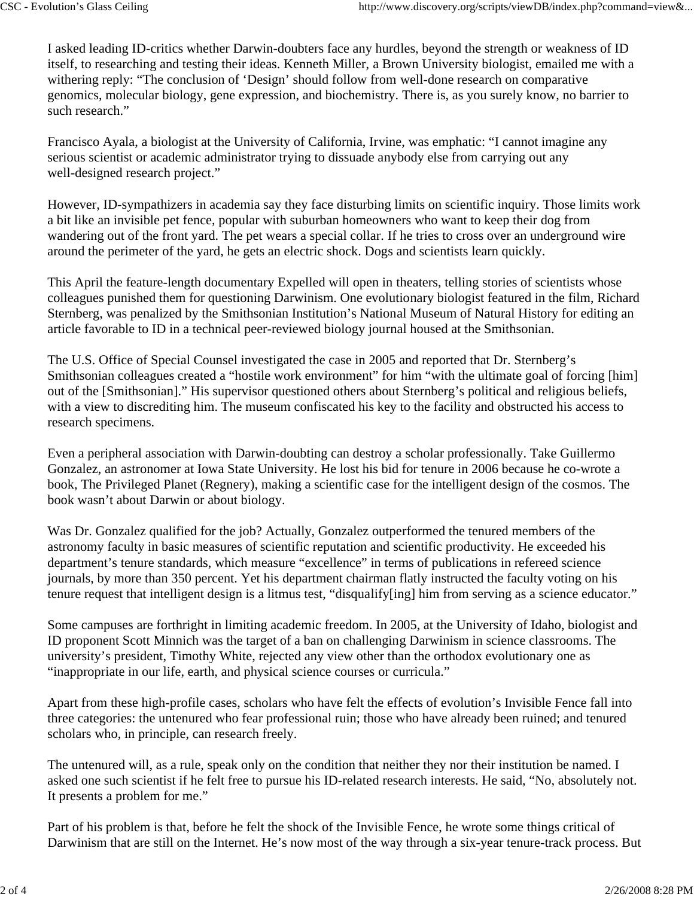I asked leading ID-critics whether Darwin-doubters face any hurdles, beyond the strength or weakness of ID itself, to researching and testing their ideas. Kenneth Miller, a Brown University biologist, emailed me with a withering reply: "The conclusion of 'Design' should follow from well-done research on comparative genomics, molecular biology, gene expression, and biochemistry. There is, as you surely know, no barrier to such research."

Francisco Ayala, a biologist at the University of California, Irvine, was emphatic: "I cannot imagine any serious scientist or academic administrator trying to dissuade anybody else from carrying out any well-designed research project."

However, ID-sympathizers in academia say they face disturbing limits on scientific inquiry. Those limits work a bit like an invisible pet fence, popular with suburban homeowners who want to keep their dog from wandering out of the front yard. The pet wears a special collar. If he tries to cross over an underground wire around the perimeter of the yard, he gets an electric shock. Dogs and scientists learn quickly.

This April the feature-length documentary Expelled will open in theaters, telling stories of scientists whose colleagues punished them for questioning Darwinism. One evolutionary biologist featured in the film, Richard Sternberg, was penalized by the Smithsonian Institution's National Museum of Natural History for editing an article favorable to ID in a technical peer-reviewed biology journal housed at the Smithsonian.

The U.S. Office of Special Counsel investigated the case in 2005 and reported that Dr. Sternberg's Smithsonian colleagues created a "hostile work environment" for him "with the ultimate goal of forcing [him] out of the [Smithsonian]." His supervisor questioned others about Sternberg's political and religious beliefs, with a view to discrediting him. The museum confiscated his key to the facility and obstructed his access to research specimens.

Even a peripheral association with Darwin-doubting can destroy a scholar professionally. Take Guillermo Gonzalez, an astronomer at Iowa State University. He lost his bid for tenure in 2006 because he co-wrote a book, The Privileged Planet (Regnery), making a scientific case for the intelligent design of the cosmos. The book wasn't about Darwin or about biology.

Was Dr. Gonzalez qualified for the job? Actually, Gonzalez outperformed the tenured members of the astronomy faculty in basic measures of scientific reputation and scientific productivity. He exceeded his department's tenure standards, which measure "excellence" in terms of publications in refereed science journals, by more than 350 percent. Yet his department chairman flatly instructed the faculty voting on his tenure request that intelligent design is a litmus test, "disqualify[ing] him from serving as a science educator."

Some campuses are forthright in limiting academic freedom. In 2005, at the University of Idaho, biologist and ID proponent Scott Minnich was the target of a ban on challenging Darwinism in science classrooms. The university's president, Timothy White, rejected any view other than the orthodox evolutionary one as "inappropriate in our life, earth, and physical science courses or curricula."

Apart from these high-profile cases, scholars who have felt the effects of evolution's Invisible Fence fall into three categories: the untenured who fear professional ruin; those who have already been ruined; and tenured scholars who, in principle, can research freely.

The untenured will, as a rule, speak only on the condition that neither they nor their institution be named. I asked one such scientist if he felt free to pursue his ID-related research interests. He said, "No, absolutely not. It presents a problem for me."

Part of his problem is that, before he felt the shock of the Invisible Fence, he wrote some things critical of Darwinism that are still on the Internet. He's now most of the way through a six-year tenure-track process. But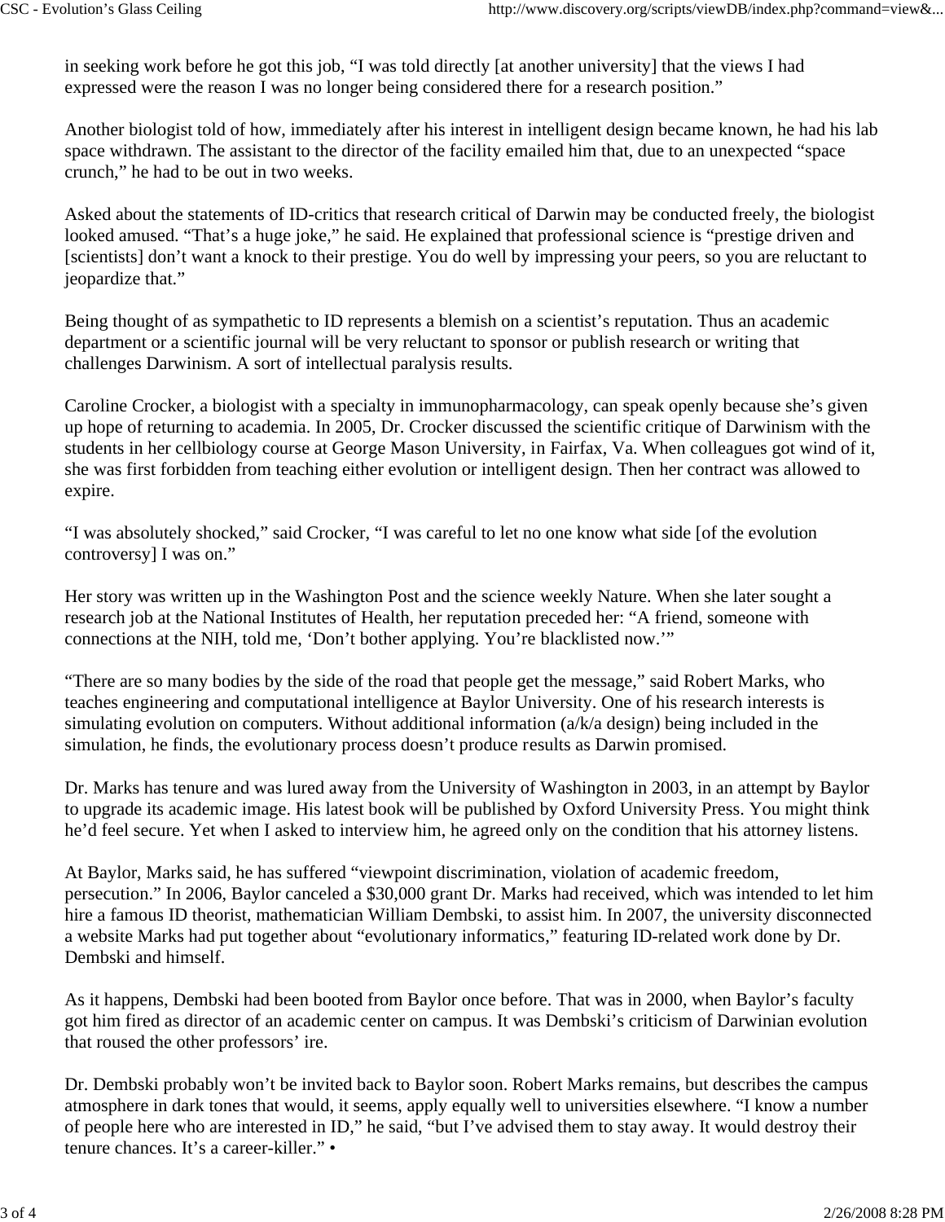in seeking work before he got this job, "I was told directly [at another university] that the views I had expressed were the reason I was no longer being considered there for a research position."

Another biologist told of how, immediately after his interest in intelligent design became known, he had his lab space withdrawn. The assistant to the director of the facility emailed him that, due to an unexpected "space crunch," he had to be out in two weeks.

Asked about the statements of ID-critics that research critical of Darwin may be conducted freely, the biologist looked amused. "That's a huge joke," he said. He explained that professional science is "prestige driven and [scientists] don't want a knock to their prestige. You do well by impressing your peers, so you are reluctant to jeopardize that."

Being thought of as sympathetic to ID represents a blemish on a scientist's reputation. Thus an academic department or a scientific journal will be very reluctant to sponsor or publish research or writing that challenges Darwinism. A sort of intellectual paralysis results.

Caroline Crocker, a biologist with a specialty in immunopharmacology, can speak openly because she's given up hope of returning to academia. In 2005, Dr. Crocker discussed the scientific critique of Darwinism with the students in her cellbiology course at George Mason University, in Fairfax, Va. When colleagues got wind of it, she was first forbidden from teaching either evolution or intelligent design. Then her contract was allowed to expire.

"I was absolutely shocked," said Crocker, "I was careful to let no one know what side [of the evolution controversy] I was on."

Her story was written up in the Washington Post and the science weekly Nature. When she later sought a research job at the National Institutes of Health, her reputation preceded her: "A friend, someone with connections at the NIH, told me, 'Don't bother applying. You're blacklisted now.'"

"There are so many bodies by the side of the road that people get the message," said Robert Marks, who teaches engineering and computational intelligence at Baylor University. One of his research interests is simulating evolution on computers. Without additional information (a/k/a design) being included in the simulation, he finds, the evolutionary process doesn't produce results as Darwin promised.

Dr. Marks has tenure and was lured away from the University of Washington in 2003, in an attempt by Baylor to upgrade its academic image. His latest book will be published by Oxford University Press. You might think he'd feel secure. Yet when I asked to interview him, he agreed only on the condition that his attorney listens.

At Baylor, Marks said, he has suffered "viewpoint discrimination, violation of academic freedom, persecution." In 2006, Baylor canceled a $30,000 grant Dr. Marks had received, which was intended to let him hire a famous ID theorist, mathematician William Dembski, to assist him. In 2007, the university disconnected a website Marks had put together about "evolutionary informatics," featuring ID-related work done by Dr. Dembski and himself.

As it happens, Dembski had been booted from Baylor once before. That was in 2000, when Baylor's faculty got him fired as director of an academic center on campus. It was Dembski's criticism of Darwinian evolution that roused the other professors' ire.

Dr. Dembski probably won't be invited back to Baylor soon. Robert Marks remains, but describes the campus atmosphere in dark tones that would, it seems, apply equally well to universities elsewhere. "I know a number of people here who are interested in ID," he said, "but I've advised them to stay away. It would destroy their tenure chances. It's a career-killer." •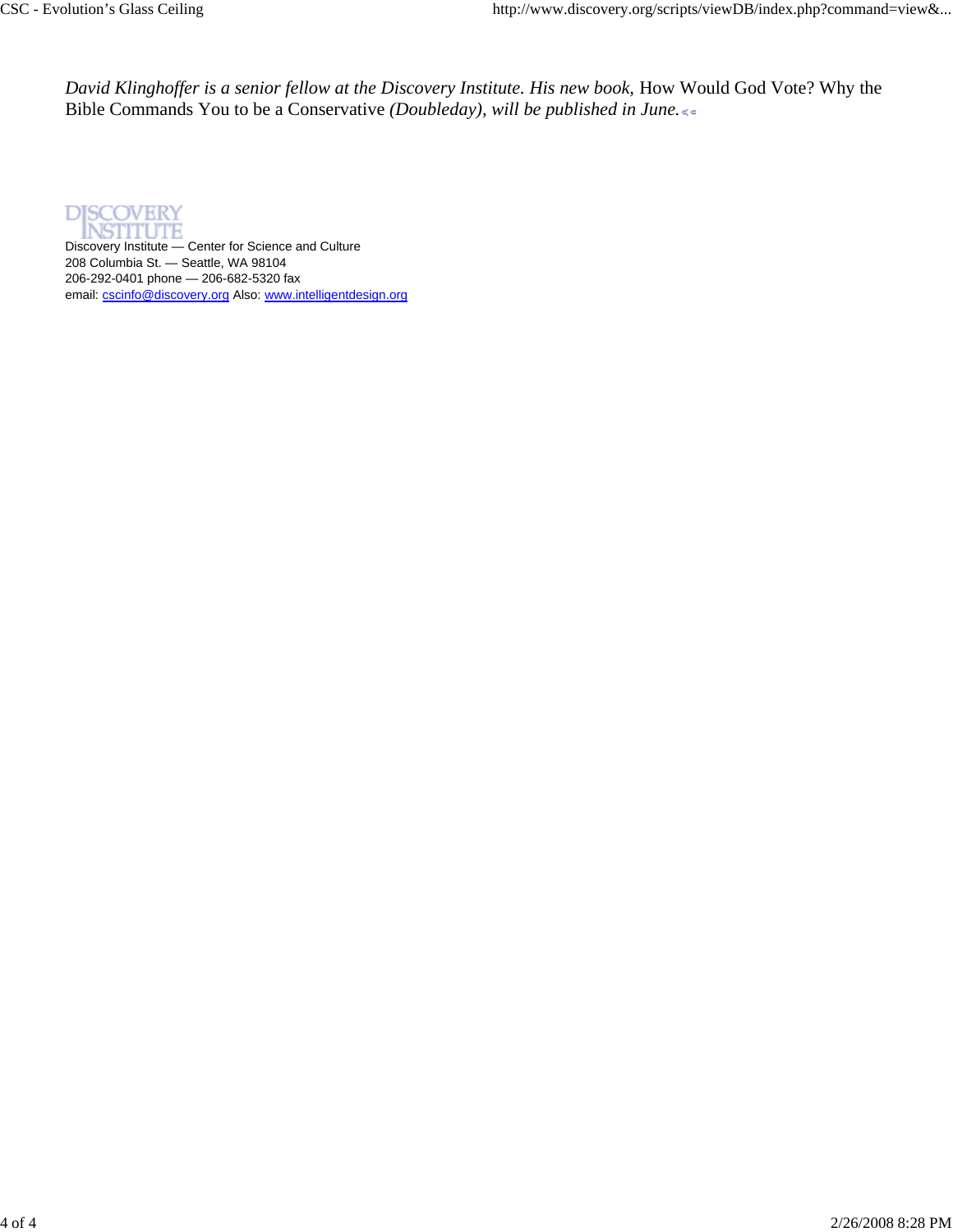*David Klinghoffer is a senior fellow at the Discovery Institute. His new book,* How Would God Vote? Why the Bible Commands You to be a Conservative *(Doubleday), will be published in June.*

DISCOVERY INSTITUTE

Discovery Institute — Center for Science and Culture
208 Columbia St. — Seattle, WA 98104
206-292-0401 phone — 206-682-5320 fax
email: cscinfo@discovery.org Also: www.intelligentdesign.org